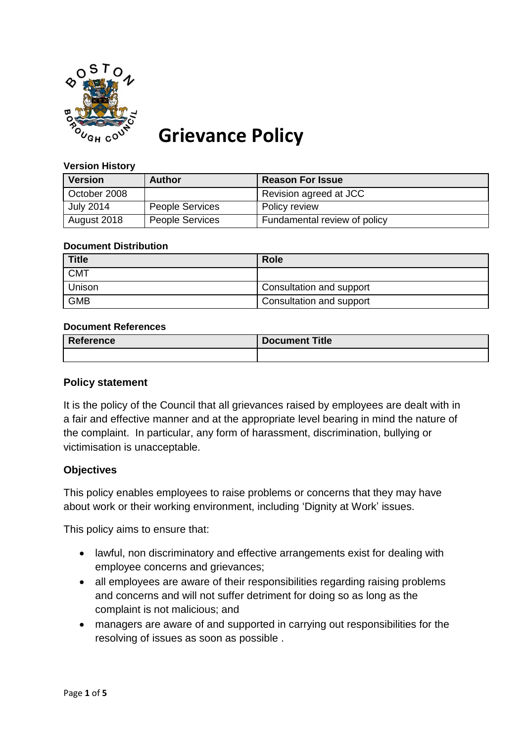# Grievance Policy

**Version History**

| Version | Author | Reason For Issue |
|---|---|---|
| October 2008 | | Revision agreed at JCC |
| July 2014 | People Services | Policy review |
| August 2018 | People Services | Fundamental review of policy |

**Document Distribution**

| Title | Role |
|---|---|
| CMT | |
| Unison | Consultation and support |
| GMB | Consultation and support |

**Document References**

| Reference | Document Title |
|---|---|
| | |

### Policy statement

It is the policy of the Council that all grievances raised by employees are dealt with in a fair and effective manner and at the appropriate level bearing in mind the nature of the complaint. In particular, any form of harassment, discrimination, bullying or victimisation is unacceptable.

### Objectives

This policy enables employees to raise problems or concerns that they may have about work or their working environment, including 'Dignity at Work' issues.

This policy aims to ensure that:

- lawful, non discriminatory and effective arrangements exist for dealing with employee concerns and grievances;
- all employees are aware of their responsibilities regarding raising problems and concerns and will not suffer detriment for doing so as long as the complaint is not malicious; and
- managers are aware of and supported in carrying out responsibilities for the resolving of issues as soon as possible .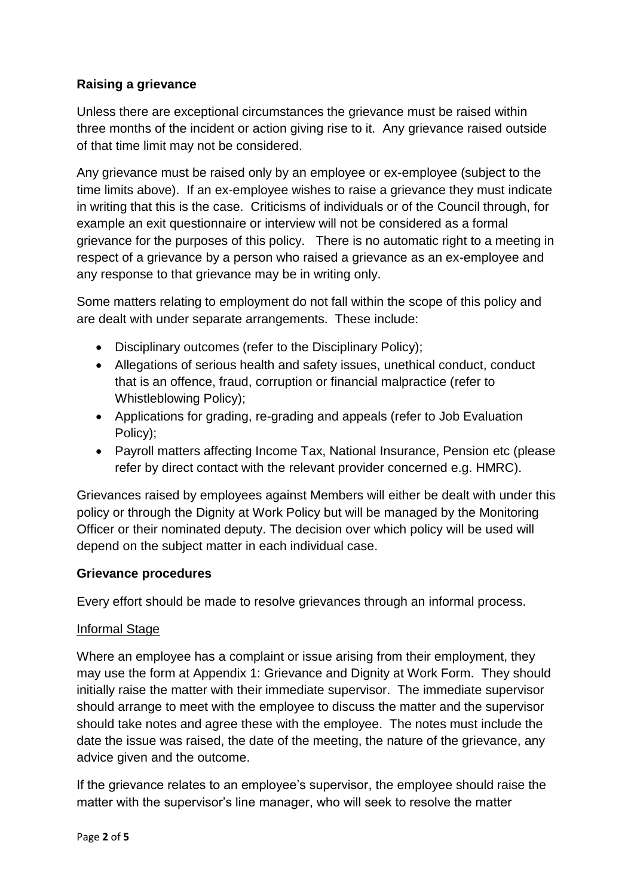## Raising a grievance

Unless there are exceptional circumstances the grievance must be raised within three months of the incident or action giving rise to it. Any grievance raised outside of that time limit may not be considered.

Any grievance must be raised only by an employee or ex-employee (subject to the time limits above). If an ex-employee wishes to raise a grievance they must indicate in writing that this is the case. Criticisms of individuals or of the Council through, for example an exit questionnaire or interview will not be considered as a formal grievance for the purposes of this policy. There is no automatic right to a meeting in respect of a grievance by a person who raised a grievance as an ex-employee and any response to that grievance may be in writing only.

Some matters relating to employment do not fall within the scope of this policy and are dealt with under separate arrangements. These include:

- Disciplinary outcomes (refer to the Disciplinary Policy);
- Allegations of serious health and safety issues, unethical conduct, conduct that is an offence, fraud, corruption or financial malpractice (refer to Whistleblowing Policy);
- Applications for grading, re-grading and appeals (refer to Job Evaluation Policy);
- Payroll matters affecting Income Tax, National Insurance, Pension etc (please refer by direct contact with the relevant provider concerned e.g. HMRC).

Grievances raised by employees against Members will either be dealt with under this policy or through the Dignity at Work Policy but will be managed by the Monitoring Officer or their nominated deputy. The decision over which policy will be used will depend on the subject matter in each individual case.

## Grievance procedures

Every effort should be made to resolve grievances through an informal process.

### Informal Stage

Where an employee has a complaint or issue arising from their employment, they may use the form at Appendix 1: Grievance and Dignity at Work Form. They should initially raise the matter with their immediate supervisor. The immediate supervisor should arrange to meet with the employee to discuss the matter and the supervisor should take notes and agree these with the employee. The notes must include the date the issue was raised, the date of the meeting, the nature of the grievance, any advice given and the outcome.

If the grievance relates to an employee's supervisor, the employee should raise the matter with the supervisor's line manager, who will seek to resolve the matter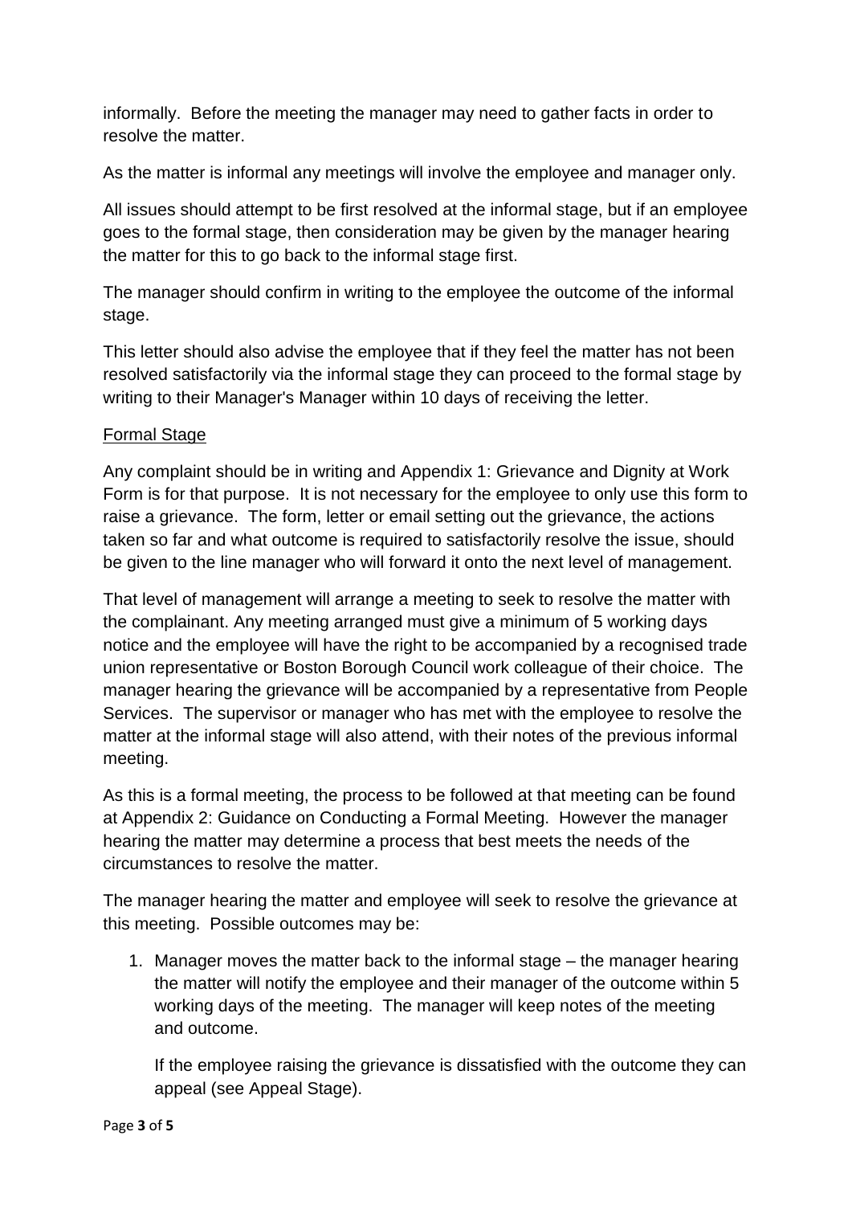informally. Before the meeting the manager may need to gather facts in order to resolve the matter.

As the matter is informal any meetings will involve the employee and manager only.

All issues should attempt to be first resolved at the informal stage, but if an employee goes to the formal stage, then consideration may be given by the manager hearing the matter for this to go back to the informal stage first.

The manager should confirm in writing to the employee the outcome of the informal stage.

This letter should also advise the employee that if they feel the matter has not been resolved satisfactorily via the informal stage they can proceed to the formal stage by writing to their Manager's Manager within 10 days of receiving the letter.

<u>Formal Stage</u>

Any complaint should be in writing and Appendix 1: Grievance and Dignity at Work Form is for that purpose. It is not necessary for the employee to only use this form to raise a grievance. The form, letter or email setting out the grievance, the actions taken so far and what outcome is required to satisfactorily resolve the issue, should be given to the line manager who will forward it onto the next level of management.

That level of management will arrange a meeting to seek to resolve the matter with the complainant. Any meeting arranged must give a minimum of 5 working days notice and the employee will have the right to be accompanied by a recognised trade union representative or Boston Borough Council work colleague of their choice. The manager hearing the grievance will be accompanied by a representative from People Services. The supervisor or manager who has met with the employee to resolve the matter at the informal stage will also attend, with their notes of the previous informal meeting.

As this is a formal meeting, the process to be followed at that meeting can be found at Appendix 2: Guidance on Conducting a Formal Meeting. However the manager hearing the matter may determine a process that best meets the needs of the circumstances to resolve the matter.

The manager hearing the matter and employee will seek to resolve the grievance at this meeting. Possible outcomes may be:

1. Manager moves the matter back to the informal stage – the manager hearing the matter will notify the employee and their manager of the outcome within 5 working days of the meeting. The manager will keep notes of the meeting and outcome.

   If the employee raising the grievance is dissatisfied with the outcome they can appeal (see Appeal Stage).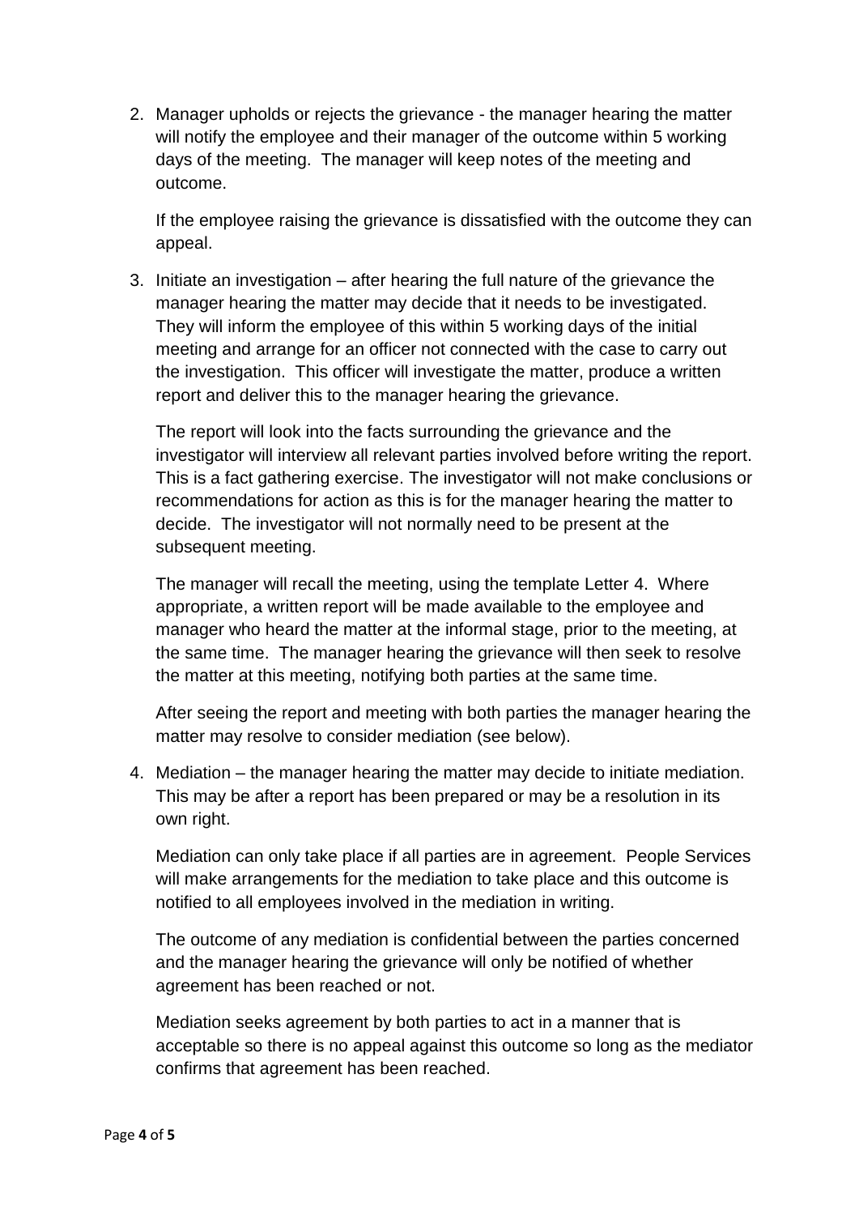2. Manager upholds or rejects the grievance - the manager hearing the matter will notify the employee and their manager of the outcome within 5 working days of the meeting. The manager will keep notes of the meeting and outcome.

   If the employee raising the grievance is dissatisfied with the outcome they can appeal.

3. Initiate an investigation – after hearing the full nature of the grievance the manager hearing the matter may decide that it needs to be investigated. They will inform the employee of this within 5 working days of the initial meeting and arrange for an officer not connected with the case to carry out the investigation. This officer will investigate the matter, produce a written report and deliver this to the manager hearing the grievance.

   The report will look into the facts surrounding the grievance and the investigator will interview all relevant parties involved before writing the report. This is a fact gathering exercise. The investigator will not make conclusions or recommendations for action as this is for the manager hearing the matter to decide. The investigator will not normally need to be present at the subsequent meeting.

   The manager will recall the meeting, using the template Letter 4. Where appropriate, a written report will be made available to the employee and manager who heard the matter at the informal stage, prior to the meeting, at the same time. The manager hearing the grievance will then seek to resolve the matter at this meeting, notifying both parties at the same time.

   After seeing the report and meeting with both parties the manager hearing the matter may resolve to consider mediation (see below).

4. Mediation – the manager hearing the matter may decide to initiate mediation. This may be after a report has been prepared or may be a resolution in its own right.

   Mediation can only take place if all parties are in agreement. People Services will make arrangements for the mediation to take place and this outcome is notified to all employees involved in the mediation in writing.

   The outcome of any mediation is confidential between the parties concerned and the manager hearing the grievance will only be notified of whether agreement has been reached or not.

   Mediation seeks agreement by both parties to act in a manner that is acceptable so there is no appeal against this outcome so long as the mediator confirms that agreement has been reached.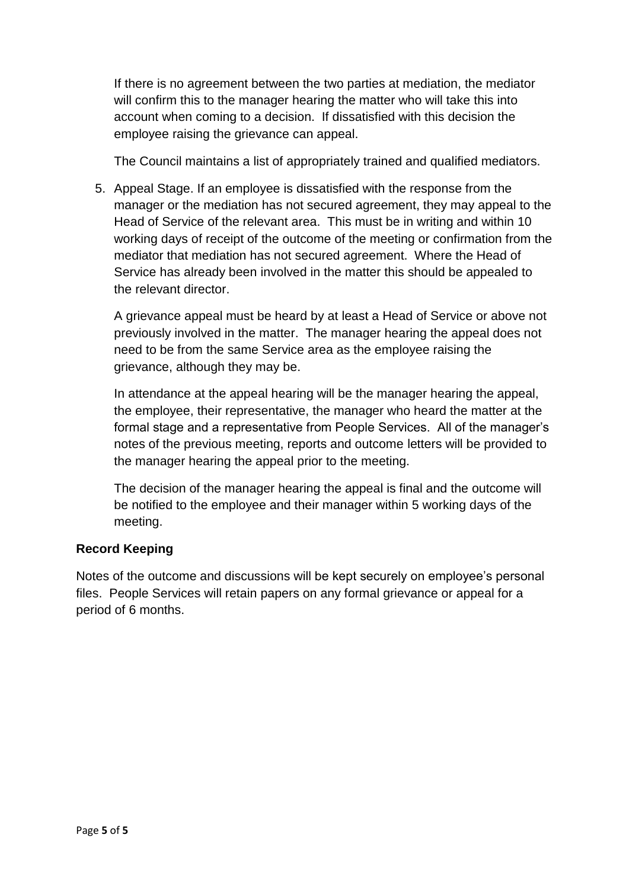If there is no agreement between the two parties at mediation, the mediator will confirm this to the manager hearing the matter who will take this into account when coming to a decision. If dissatisfied with this decision the employee raising the grievance can appeal.

The Council maintains a list of appropriately trained and qualified mediators.

5. Appeal Stage. If an employee is dissatisfied with the response from the manager or the mediation has not secured agreement, they may appeal to the Head of Service of the relevant area. This must be in writing and within 10 working days of receipt of the outcome of the meeting or confirmation from the mediator that mediation has not secured agreement. Where the Head of Service has already been involved in the matter this should be appealed to the relevant director.

   A grievance appeal must be heard by at least a Head of Service or above not previously involved in the matter. The manager hearing the appeal does not need to be from the same Service area as the employee raising the grievance, although they may be.

   In attendance at the appeal hearing will be the manager hearing the appeal, the employee, their representative, the manager who heard the matter at the formal stage and a representative from People Services. All of the manager's notes of the previous meeting, reports and outcome letters will be provided to the manager hearing the appeal prior to the meeting.

   The decision of the manager hearing the appeal is final and the outcome will be notified to the employee and their manager within 5 working days of the meeting.

**Record Keeping**

Notes of the outcome and discussions will be kept securely on employee's personal files. People Services will retain papers on any formal grievance or appeal for a period of 6 months.